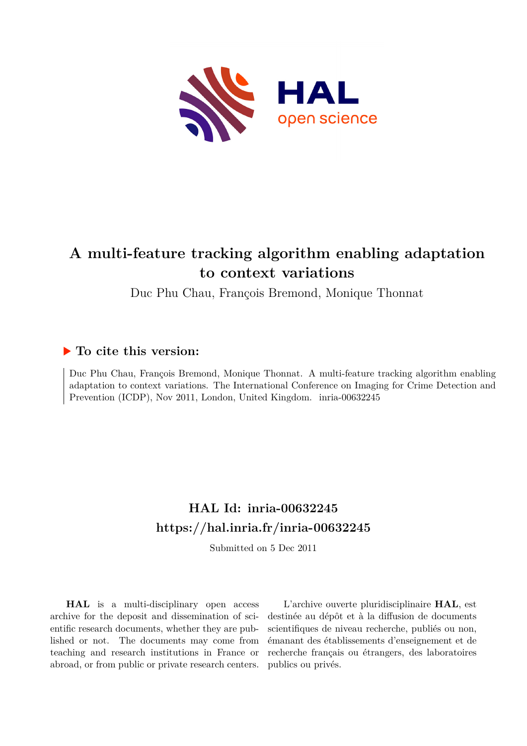# A multi-feature tracking algorithm enabling adaptation to context variations

Duc Phu Chau, François Bremond, Monique Thonnat

## ▶ To cite this version:

Duc Phu Chau, François Bremond, Monique Thonnat. A multi-feature tracking algorithm enabling adaptation to context variations. The International Conference on Imaging for Crime Detection and Prevention (ICDP), Nov 2011, London, United Kingdom. inria-00632245

## HAL Id: inria-00632245
## https://hal.inria.fr/inria-00632245

Submitted on 5 Dec 2011

**HAL** is a multi-disciplinary open access archive for the deposit and dissemination of scientific research documents, whether they are published or not. The documents may come from teaching and research institutions in France or abroad, or from public or private research centers.

L'archive ouverte pluridisciplinaire **HAL**, est destinée au dépôt et à la diffusion de documents scientifiques de niveau recherche, publiés ou non, émanant des établissements d'enseignement et de recherche français ou étrangers, des laboratoires publics ou privés.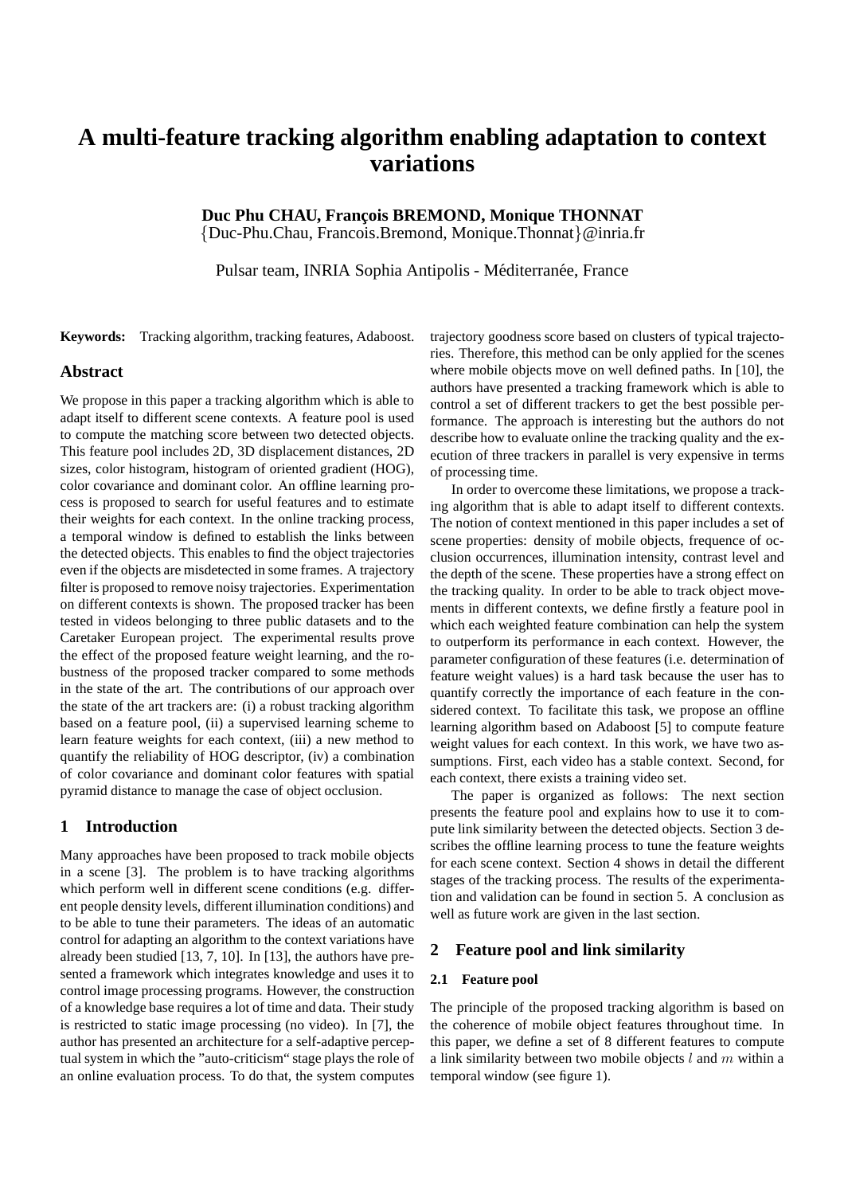# A multi-feature tracking algorithm enabling adaptation to context variations

**Duc Phu CHAU, François BREMOND, Monique THONNAT**
{Duc-Phu.Chau, Francois.Bremond, Monique.Thonnat}@inria.fr

Pulsar team, INRIA Sophia Antipolis - Méditerranée, France

**Keywords:** Tracking algorithm, tracking features, Adaboost.

## Abstract

We propose in this paper a tracking algorithm which is able to adapt itself to different scene contexts. A feature pool is used to compute the matching score between two detected objects. This feature pool includes 2D, 3D displacement distances, 2D sizes, color histogram, histogram of oriented gradient (HOG), color covariance and dominant color. An offline learning process is proposed to search for useful features and to estimate their weights for each context. In the online tracking process, a temporal window is defined to establish the links between the detected objects. This enables to find the object trajectories even if the objects are misdetected in some frames. A trajectory filter is proposed to remove noisy trajectories. Experimentation on different contexts is shown. The proposed tracker has been tested in videos belonging to three public datasets and to the Caretaker European project. The experimental results prove the effect of the proposed feature weight learning, and the robustness of the proposed tracker compared to some methods in the state of the art. The contributions of our approach over the state of the art trackers are: (i) a robust tracking algorithm based on a feature pool, (ii) a supervised learning scheme to learn feature weights for each context, (iii) a new method to quantify the reliability of HOG descriptor, (iv) a combination of color covariance and dominant color features with spatial pyramid distance to manage the case of object occlusion.

## 1 Introduction

Many approaches have been proposed to track mobile objects in a scene [3]. The problem is to have tracking algorithms which perform well in different scene conditions (e.g. different people density levels, different illumination conditions) and to be able to tune their parameters. The ideas of an automatic control for adapting an algorithm to the context variations have already been studied [13, 7, 10]. In [13], the authors have presented a framework which integrates knowledge and uses it to control image processing programs. However, the construction of a knowledge base requires a lot of time and data. Their study is restricted to static image processing (no video). In [7], the author has presented an architecture for a self-adaptive perceptual system in which the "auto-criticism" stage plays the role of an online evaluation process. To do that, the system computes trajectory goodness score based on clusters of typical trajectories. Therefore, this method can be only applied for the scenes where mobile objects move on well defined paths. In [10], the authors have presented a tracking framework which is able to control a set of different trackers to get the best possible performance. The approach is interesting but the authors do not describe how to evaluate online the tracking quality and the execution of three trackers in parallel is very expensive in terms of processing time.

In order to overcome these limitations, we propose a tracking algorithm that is able to adapt itself to different contexts. The notion of context mentioned in this paper includes a set of scene properties: density of mobile objects, frequence of occlusion occurrences, illumination intensity, contrast level and the depth of the scene. These properties have a strong effect on the tracking quality. In order to be able to track object movements in different contexts, we define firstly a feature pool in which each weighted feature combination can help the system to outperform its performance in each context. However, the parameter configuration of these features (i.e. determination of feature weight values) is a hard task because the user has to quantify correctly the importance of each feature in the considered context. To facilitate this task, we propose an offline learning algorithm based on Adaboost [5] to compute feature weight values for each context. In this work, we have two assumptions. First, each video has a stable context. Second, for each context, there exists a training video set.

The paper is organized as follows: The next section presents the feature pool and explains how to use it to compute link similarity between the detected objects. Section 3 describes the offline learning process to tune the feature weights for each scene context. Section 4 shows in detail the different stages of the tracking process. The results of the experimentation and validation can be found in section 5. A conclusion as well as future work are given in the last section.

## 2 Feature pool and link similarity

### 2.1 Feature pool

The principle of the proposed tracking algorithm is based on the coherence of mobile object features throughout time. In this paper, we define a set of 8 different features to compute a link similarity between two mobile objects $l$ and $m$ within a temporal window (see figure 1).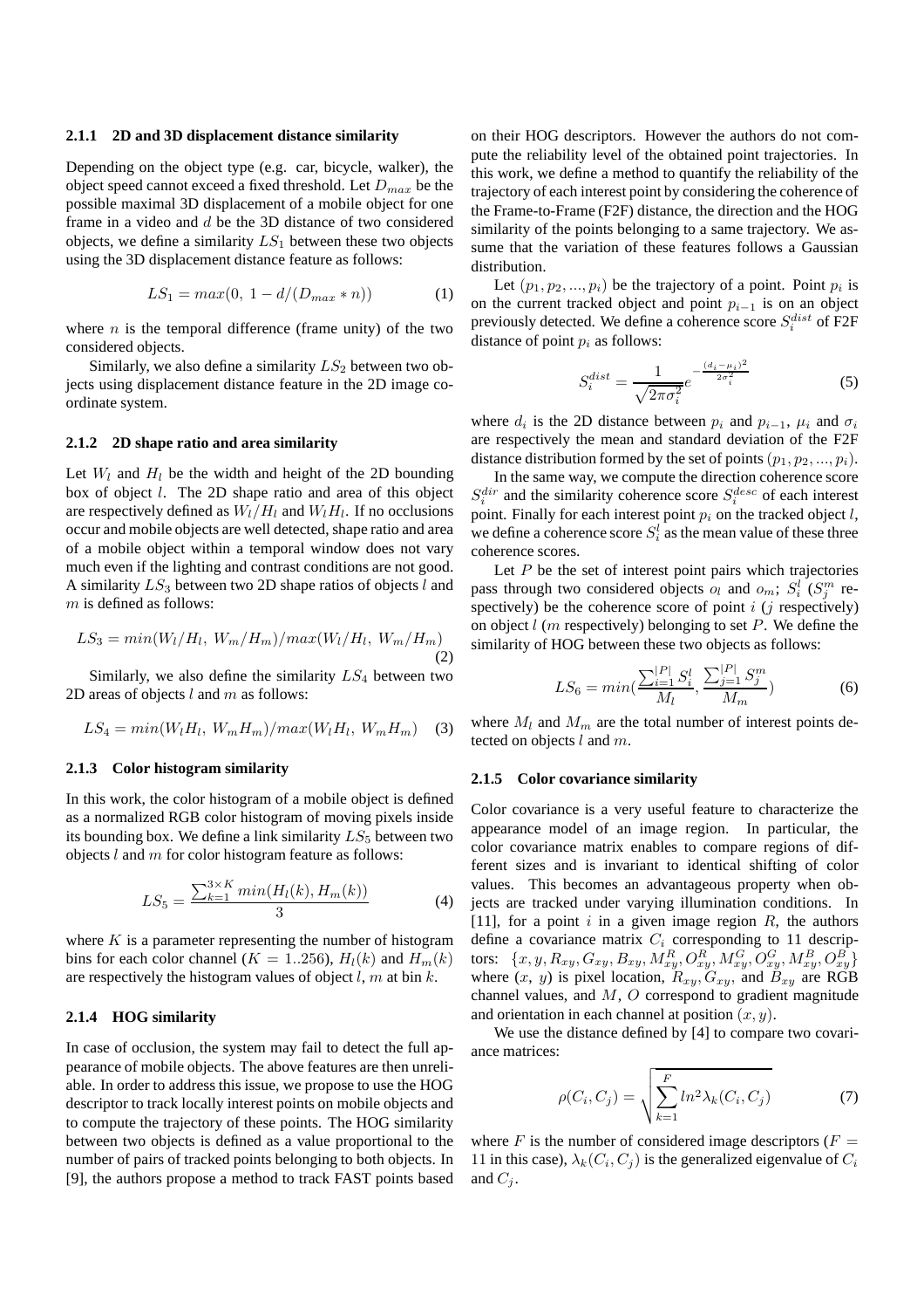#### 2.1.1 2D and 3D displacement distance similarity

Depending on the object type (e.g. car, bicycle, walker), the object speed cannot exceed a fixed threshold. Let $D_{max}$ be the possible maximal 3D displacement of a mobile object for one frame in a video and $d$ be the 3D distance of two considered objects, we define a similarity $LS_1$ between these two objects using the 3D displacement distance feature as follows:

$$LS_1 = max(0,\ 1 - d/(D_{max} * n)) \tag{1}$$

where $n$ is the temporal difference (frame unity) of the two considered objects.

Similarly, we also define a similarity $LS_2$ between two objects using displacement distance feature in the 2D image coordinate system.

#### 2.1.2 2D shape ratio and area similarity

Let $W_l$ and $H_l$ be the width and height of the 2D bounding box of object $l$. The 2D shape ratio and area of this object are respectively defined as $W_l/H_l$ and $W_l H_l$. If no occlusions occur and mobile objects are well detected, shape ratio and area of a mobile object within a temporal window does not vary much even if the lighting and contrast conditions are not good. A similarity $LS_3$ between two 2D shape ratios of objects $l$ and $m$ is defined as follows:

$$LS_3 = min(W_l/H_l,\ W_m/H_m)/max(W_l/H_l,\ W_m/H_m) \tag{2}$$

Similarly, we also define the similarity $LS_4$ between two 2D areas of objects $l$ and $m$ as follows:

$$LS_4 = min(W_l H_l,\ W_m H_m)/max(W_l H_l,\ W_m H_m) \tag{3}$$

#### 2.1.3 Color histogram similarity

In this work, the color histogram of a mobile object is defined as a normalized RGB color histogram of moving pixels inside its bounding box. We define a link similarity $LS_5$ between two objects $l$ and $m$ for color histogram feature as follows:

$$LS_5 = \frac{\sum_{k=1}^{3\times K} min(H_l(k), H_m(k))}{3} \tag{4}$$

where $K$ is a parameter representing the number of histogram bins for each color channel ($K = 1..256$), $H_l(k)$ and $H_m(k)$ are respectively the histogram values of object $l$, $m$ at bin $k$.

#### 2.1.4 HOG similarity

In case of occlusion, the system may fail to detect the full appearance of mobile objects. The above features are then unreliable. In order to address this issue, we propose to use the HOG descriptor to track locally interest points on mobile objects and to compute the trajectory of these points. The HOG similarity between two objects is defined as a value proportional to the number of pairs of tracked points belonging to both objects. In [9], the authors propose a method to track FAST points based on their HOG descriptors. However the authors do not compute the reliability level of the obtained point trajectories. In this work, we define a method to quantify the reliability of the trajectory of each interest point by considering the coherence of the Frame-to-Frame (F2F) distance, the direction and the HOG similarity of the points belonging to a same trajectory. We assume that the variation of these features follows a Gaussian distribution.

Let $(p_1, p_2, ..., p_i)$ be the trajectory of a point. Point $p_i$ is on the current tracked object and point $p_{i-1}$ is on an object previously detected. We define a coherence score $S_i^{dist}$ of F2F distance of point $p_i$ as follows:

$$S_i^{dist} = \frac{1}{\sqrt{2\pi\sigma_i^2}} e^{-\frac{(d_i - \mu_i)^2}{2\sigma_i^2}} \tag{5}$$

where $d_i$ is the 2D distance between $p_i$ and $p_{i-1}$, $\mu_i$ and $\sigma_i$ are respectively the mean and standard deviation of the F2F distance distribution formed by the set of points $(p_1, p_2, ..., p_i)$.

In the same way, we compute the direction coherence score $S_i^{dir}$ and the similarity coherence score $S_i^{desc}$ of each interest point. Finally for each interest point $p_i$ on the tracked object $l$, we define a coherence score $S_i^l$ as the mean value of these three coherence scores.

Let $P$ be the set of interest point pairs which trajectories pass through two considered objects $o_l$ and $o_m$; $S_i^l$ ($S_j^m$ respectively) be the coherence score of point $i$ ($j$ respectively) on object $l$ ($m$ respectively) belonging to set $P$. We define the similarity of HOG between these two objects as follows:

$$LS_6 = min\left(\frac{\sum_{i=1}^{|P|} S_i^l}{M_l}, \frac{\sum_{j=1}^{|P|} S_j^m}{M_m}\right) \tag{6}$$

where $M_l$ and $M_m$ are the total number of interest points detected on objects $l$ and $m$.

#### 2.1.5 Color covariance similarity

Color covariance is a very useful feature to characterize the appearance model of an image region. In particular, the color covariance matrix enables to compare regions of different sizes and is invariant to identical shifting of color values. This becomes an advantageous property when objects are tracked under varying illumination conditions. In [11], for a point $i$ in a given image region $R$, the authors define a covariance matrix $C_i$ corresponding to 11 descriptors: $\{x, y, R_{xy}, G_{xy}, B_{xy}, M_{xy}^R, O_{xy}^R, M_{xy}^G, O_{xy}^G, M_{xy}^B, O_{xy}^B\}$ where ($x$, $y$) is pixel location, $R_{xy}$, $G_{xy}$, and $B_{xy}$ are RGB channel values, and $M$, $O$ correspond to gradient magnitude and orientation in each channel at position $(x, y)$.

We use the distance defined by [4] to compare two covariance matrices:

$$\rho(C_i, C_j) = \sqrt{\sum_{k=1}^{F} ln^2 \lambda_k(C_i, C_j)} \tag{7}$$

where $F$ is the number of considered image descriptors ($F = 11$ in this case), $\lambda_k(C_i, C_j)$ is the generalized eigenvalue of $C_i$ and $C_j$.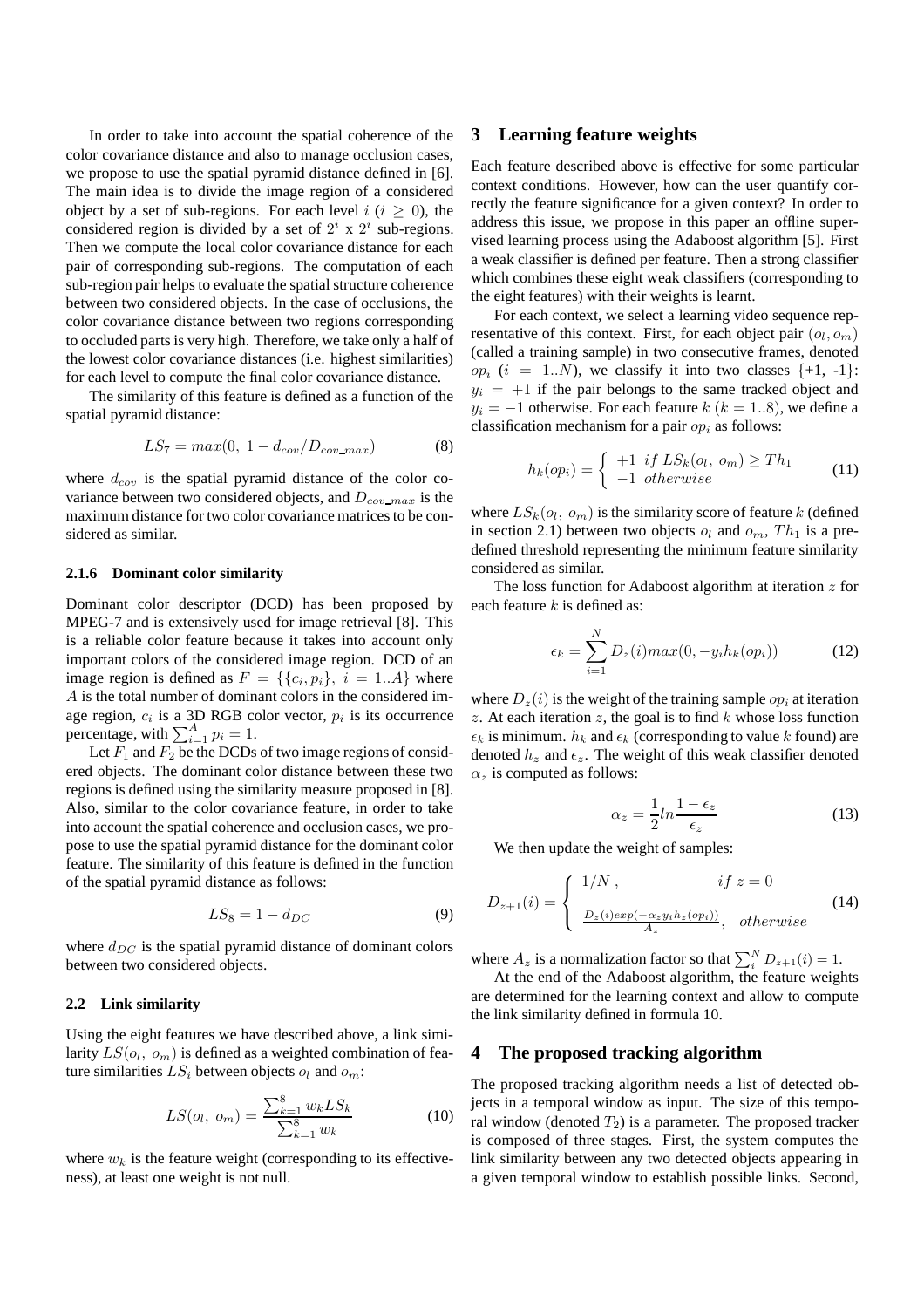In order to take into account the spatial coherence of the color covariance distance and also to manage occlusion cases, we propose to use the spatial pyramid distance defined in [6]. The main idea is to divide the image region of a considered object by a set of sub-regions. For each level $i$ ($i \geq 0$), the considered region is divided by a set of $2^i$ x $2^i$ sub-regions. Then we compute the local color covariance distance for each pair of corresponding sub-regions. The computation of each sub-region pair helps to evaluate the spatial structure coherence between two considered objects. In the case of occlusions, the color covariance distance between two regions corresponding to occluded parts is very high. Therefore, we take only a half of the lowest color covariance distances (i.e. highest similarities) for each level to compute the final color covariance distance.

The similarity of this feature is defined as a function of the spatial pyramid distance:

$$LS_7 = max(0,\ 1 - d_{cov}/D_{cov\_max}) \tag{8}$$

where $d_{cov}$ is the spatial pyramid distance of the color covariance between two considered objects, and $D_{cov\_max}$ is the maximum distance for two color covariance matrices to be considered as similar.

#### 2.1.6 Dominant color similarity

Dominant color descriptor (DCD) has been proposed by MPEG-7 and is extensively used for image retrieval [8]. This is a reliable color feature because it takes into account only important colors of the considered image region. DCD of an image region is defined as $F = \{\{c_i, p_i\},\ i = 1..A\}$ where $A$ is the total number of dominant colors in the considered image region, $c_i$ is a 3D RGB color vector, $p_i$ is its occurrence percentage, with $\sum_{i=1}^{A} p_i = 1$.

Let $F_1$ and $F_2$ be the DCDs of two image regions of considered objects. The dominant color distance between these two regions is defined using the similarity measure proposed in [8]. Also, similar to the color covariance feature, in order to take into account the spatial coherence and occlusion cases, we propose to use the spatial pyramid distance for the dominant color feature. The similarity of this feature is defined in the function of the spatial pyramid distance as follows:

$$LS_8 = 1 - d_{DC} \tag{9}$$

where $d_{DC}$ is the spatial pyramid distance of dominant colors between two considered objects.

### 2.2 Link similarity

Using the eight features we have described above, a link similarity $LS(o_l,\ o_m)$ is defined as a weighted combination of feature similarities $LS_i$ between objects $o_l$ and $o_m$:

$$LS(o_l,\ o_m) = \frac{\sum_{k=1}^{8} w_k LS_k}{\sum_{k=1}^{8} w_k} \tag{10}$$

where $w_k$ is the feature weight (corresponding to its effectiveness), at least one weight is not null.

## 3 Learning feature weights

Each feature described above is effective for some particular context conditions. However, how can the user quantify correctly the feature significance for a given context? In order to address this issue, we propose in this paper an offline supervised learning process using the Adaboost algorithm [5]. First a weak classifier is defined per feature. Then a strong classifier which combines these eight weak classifiers (corresponding to the eight features) with their weights is learnt.

For each context, we select a learning video sequence representative of this context. First, for each object pair $(o_l, o_m)$ (called a training sample) in two consecutive frames, denoted $op_i$ ($i = 1..N$), we classify it into two classes {+1, -1}: $y_i = +1$ if the pair belongs to the same tracked object and $y_i = -1$ otherwise. For each feature $k$ ($k = 1..8$), we define a classification mechanism for a pair $op_i$ as follows:

$$h_k(op_i) = \begin{cases} +1 \ \ if\ LS_k(o_l,\ o_m) \geq Th_1 \\ -1 \ \ otherwise \end{cases} \tag{11}$$

where $LS_k(o_l,\ o_m)$ is the similarity score of feature $k$ (defined in section 2.1) between two objects $o_l$ and $o_m$, $Th_1$ is a predefined threshold representing the minimum feature similarity considered as similar.

The loss function for Adaboost algorithm at iteration $z$ for each feature $k$ is defined as:

$$\epsilon_k = \sum_{i=1}^{N} D_z(i) max(0, -y_i h_k(op_i)) \tag{12}$$

where $D_z(i)$ is the weight of the training sample $op_i$ at iteration $z$. At each iteration $z$, the goal is to find $k$ whose loss function $\epsilon_k$ is minimum. $h_k$ and $\epsilon_k$ (corresponding to value $k$ found) are denoted $h_z$ and $\epsilon_z$. The weight of this weak classifier denoted $\alpha_z$ is computed as follows:

$$\alpha_z = \frac{1}{2} ln \frac{1 - \epsilon_z}{\epsilon_z} \tag{13}$$

We then update the weight of samples:

$$D_{z+1}(i) = \begin{cases} 1/N\,, & if\ z = 0 \\ \frac{D_z(i) exp(-\alpha_z y_i h_z(op_i))}{A_z}, & otherwise \end{cases} \tag{14}$$

where $A_z$ is a normalization factor so that $\sum_i^N D_{z+1}(i) = 1$.

At the end of the Adaboost algorithm, the feature weights are determined for the learning context and allow to compute the link similarity defined in formula 10.

## 4 The proposed tracking algorithm

The proposed tracking algorithm needs a list of detected objects in a temporal window as input. The size of this temporal window (denoted $T_2$) is a parameter. The proposed tracker is composed of three stages. First, the system computes the link similarity between any two detected objects appearing in a given temporal window to establish possible links. Second,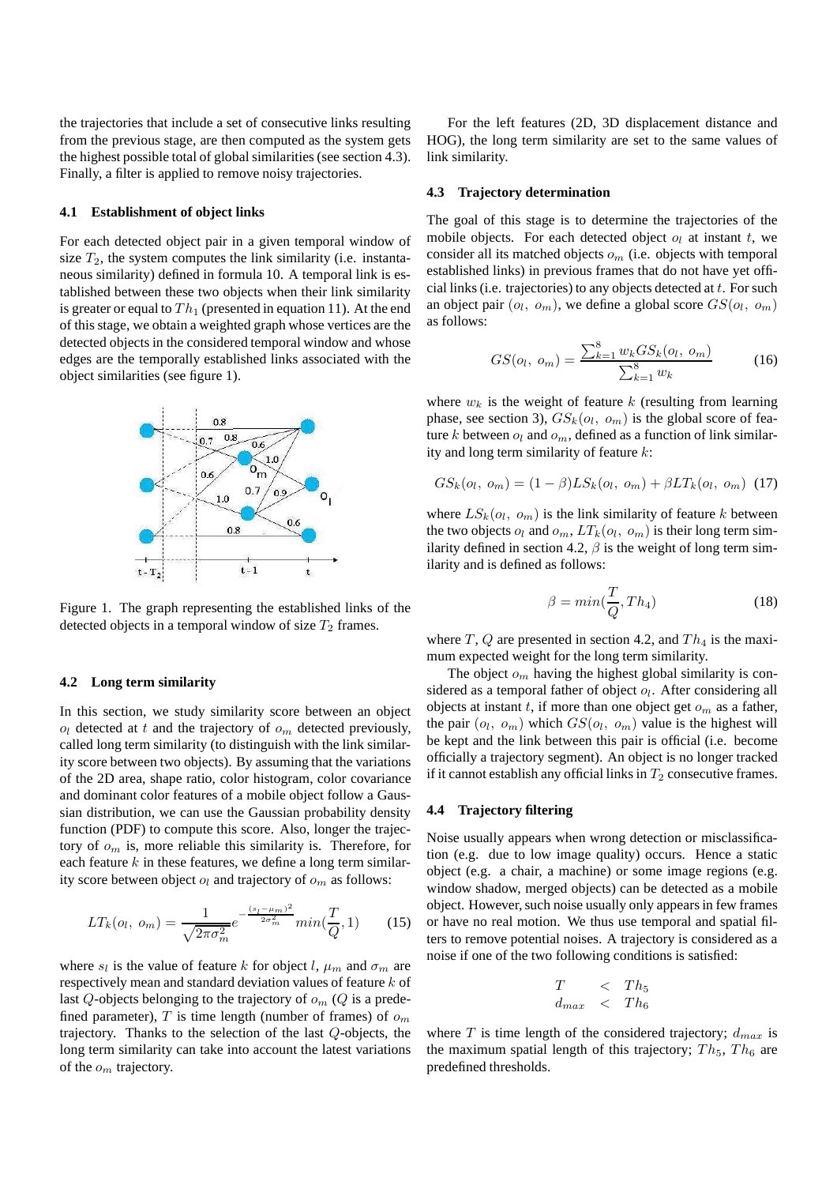the trajectories that include a set of consecutive links resulting from the previous stage, are then computed as the system gets the highest possible total of global similarities (see section 4.3). Finally, a filter is applied to remove noisy trajectories.

### 4.1 Establishment of object links

For each detected object pair in a given temporal window of size $T_2$, the system computes the link similarity (i.e. instantaneous similarity) defined in formula 10. A temporal link is established between these two objects when their link similarity is greater or equal to $Th_1$ (presented in equation 11). At the end of this stage, we obtain a weighted graph whose vertices are the detected objects in the considered temporal window and whose edges are the temporally established links associated with the object similarities (see figure 1).

Figure 1. The graph representing the established links of the detected objects in a temporal window of size $T_2$ frames.

### 4.2 Long term similarity

In this section, we study similarity score between an object $o_l$ detected at $t$ and the trajectory of $o_m$ detected previously, called long term similarity (to distinguish with the link similarity score between two objects). By assuming that the variations of the 2D area, shape ratio, color histogram, color covariance and dominant color features of a mobile object follow a Gaussian distribution, we can use the Gaussian probability density function (PDF) to compute this score. Also, longer the trajectory of $o_m$ is, more reliable this similarity is. Therefore, for each feature $k$ in these features, we define a long term similarity score between object $o_l$ and trajectory of $o_m$ as follows:

$$LT_k(o_l,\ o_m) = \frac{1}{\sqrt{2\pi\sigma_m^2}} e^{-\frac{(s_l-\mu_m)^2}{2\sigma_m^2}} min(\frac{T}{Q}, 1) \quad (15)$$

where $s_l$ is the value of feature $k$ for object $l$, $\mu_m$ and $\sigma_m$ are respectively mean and standard deviation values of feature $k$ of last $Q$-objects belonging to the trajectory of $o_m$ ($Q$ is a predefined parameter), $T$ is time length (number of frames) of $o_m$ trajectory. Thanks to the selection of the last $Q$-objects, the long term similarity can take into account the latest variations of the $o_m$ trajectory.

For the left features (2D, 3D displacement distance and HOG), the long term similarity are set to the same values of link similarity.

### 4.3 Trajectory determination

The goal of this stage is to determine the trajectories of the mobile objects. For each detected object $o_l$ at instant $t$, we consider all its matched objects $o_m$ (i.e. objects with temporal established links) in previous frames that do not have yet official links (i.e. trajectories) to any objects detected at $t$. For such an object pair $(o_l,\ o_m)$, we define a global score $GS(o_l,\ o_m)$ as follows:

$$GS(o_l,\ o_m) = \frac{\sum_{k=1}^{8} w_k GS_k(o_l,\ o_m)}{\sum_{k=1}^{8} w_k} \quad (16)$$

where $w_k$ is the weight of feature $k$ (resulting from learning phase, see section 3), $GS_k(o_l,\ o_m)$ is the global score of feature $k$ between $o_l$ and $o_m$, defined as a function of link similarity and long term similarity of feature $k$:

$$GS_k(o_l,\ o_m) = (1-\beta)LS_k(o_l,\ o_m) + \beta LT_k(o_l,\ o_m) \quad (17)$$

where $LS_k(o_l,\ o_m)$ is the link similarity of feature $k$ between the two objects $o_l$ and $o_m$, $LT_k(o_l,\ o_m)$ is their long term similarity defined in section 4.2, $\beta$ is the weight of long term similarity and is defined as follows:

$$\beta = min(\frac{T}{Q}, Th_4) \quad (18)$$

where $T$, $Q$ are presented in section 4.2, and $Th_4$ is the maximum expected weight for the long term similarity.

The object $o_m$ having the highest global similarity is considered as a temporal father of object $o_l$. After considering all objects at instant $t$, if more than one object get $o_m$ as a father, the pair $(o_l,\ o_m)$ which $GS(o_l,\ o_m)$ value is the highest will be kept and the link between this pair is official (i.e. become officially a trajectory segment). An object is no longer tracked if it cannot establish any official links in $T_2$ consecutive frames.

### 4.4 Trajectory filtering

Noise usually appears when wrong detection or misclassification (e.g. due to low image quality) occurs. Hence a static object (e.g. a chair, a machine) or some image regions (e.g. window shadow, merged objects) can be detected as a mobile object. However, such noise usually only appears in few frames or have no real motion. We thus use temporal and spatial filters to remove potential noises. A trajectory is considered as a noise if one of the two following conditions is satisfied:

$$\begin{aligned} T &< Th_5 \\ d_{max} &< Th_6 \end{aligned}$$

where $T$ is time length of the considered trajectory; $d_{max}$ is the maximum spatial length of this trajectory; $Th_5$, $Th_6$ are predefined thresholds.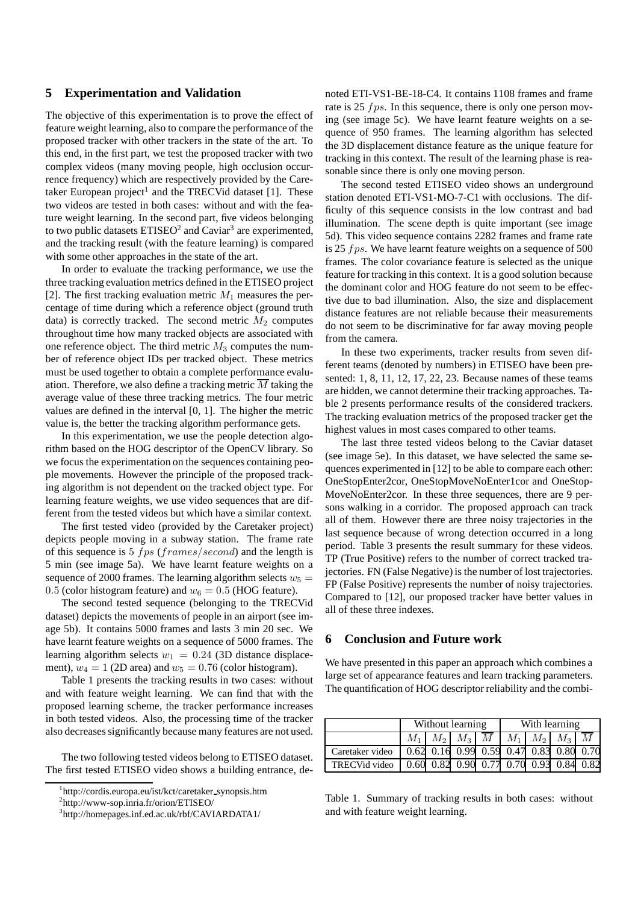## 5 Experimentation and Validation

The objective of this experimentation is to prove the effect of feature weight learning, also to compare the performance of the proposed tracker with other trackers in the state of the art. To this end, in the first part, we test the proposed tracker with two complex videos (many moving people, high occlusion occurrence frequency) which are respectively provided by the Caretaker European project[1] and the TRECVid dataset [1]. These two videos are tested in both cases: without and with the feature weight learning. In the second part, five videos belonging to two public datasets ETISEO[2] and Caviar[3] are experimented, and the tracking result (with the feature learning) is compared with some other approaches in the state of the art.

In order to evaluate the tracking performance, we use the three tracking evaluation metrics defined in the ETISEO project [2]. The first tracking evaluation metric $M_1$ measures the percentage of time during which a reference object (ground truth data) is correctly tracked. The second metric $M_2$ computes throughout time how many tracked objects are associated with one reference object. The third metric $M_3$ computes the number of reference object IDs per tracked object. These metrics must be used together to obtain a complete performance evaluation. Therefore, we also define a tracking metric $\overline{M}$ taking the average value of these three tracking metrics. The four metric values are defined in the interval [0, 1]. The higher the metric value is, the better the tracking algorithm performance gets.

In this experimentation, we use the people detection algorithm based on the HOG descriptor of the OpenCV library. So we focus the experimentation on the sequences containing people movements. However the principle of the proposed tracking algorithm is not dependent on the tracked object type. For learning feature weights, we use video sequences that are different from the tested videos but which have a similar context.

The first tested video (provided by the Caretaker project) depicts people moving in a subway station. The frame rate of this sequence is $5\ fps$ ($frames/second$) and the length is 5 min (see image 5a). We have learnt feature weights on a sequence of 2000 frames. The learning algorithm selects $w_5 = 0.5$ (color histogram feature) and $w_6 = 0.5$ (HOG feature).

The second tested sequence (belonging to the TRECVid dataset) depicts the movements of people in an airport (see image 5b). It contains 5000 frames and lasts 3 min 20 sec. We have learnt feature weights on a sequence of 5000 frames. The learning algorithm selects $w_1 = 0.24$ (3D distance displacement), $w_4 = 1$ (2D area) and $w_5 = 0.76$ (color histogram).

Table 1 presents the tracking results in two cases: without and with feature weight learning. We can find that with the proposed learning scheme, the tracker performance increases in both tested videos. Also, the processing time of the tracker also decreases significantly because many features are not used.

The two following tested videos belong to ETISEO dataset. The first tested ETISEO video shows a building entrance, denoted ETI-VS1-BE-18-C4. It contains 1108 frames and frame rate is $25\ fps$. In this sequence, there is only one person moving (see image 5c). We have learnt feature weights on a sequence of 950 frames. The learning algorithm has selected the 3D displacement distance feature as the unique feature for tracking in this context. The result of the learning phase is reasonable since there is only one moving person.

The second tested ETISEO video shows an underground station denoted ETI-VS1-MO-7-C1 with occlusions. The difficulty of this sequence consists in the low contrast and bad illumination. The scene depth is quite important (see image 5d). This video sequence contains 2282 frames and frame rate is $25\ fps$. We have learnt feature weights on a sequence of 500 frames. The color covariance feature is selected as the unique feature for tracking in this context. It is a good solution because the dominant color and HOG feature do not seem to be effective due to bad illumination. Also, the size and displacement distance features are not reliable because their measurements do not seem to be discriminative for far away moving people from the camera.

In these two experiments, tracker results from seven different teams (denoted by numbers) in ETISEO have been presented: 1, 8, 11, 12, 17, 22, 23. Because names of these teams are hidden, we cannot determine their tracking approaches. Table 2 presents performance results of the considered trackers. The tracking evaluation metrics of the proposed tracker get the highest values in most cases compared to other teams.

The last three tested videos belong to the Caviar dataset (see image 5e). In this dataset, we have selected the same sequences experimented in [12] to be able to compare each other: OneStopEnter2cor, OneStopMoveNoEnter1cor and OneStopMoveNoEnter2cor. In these three sequences, there are 9 persons walking in a corridor. The proposed approach can track all of them. However there are three noisy trajectories in the last sequence because of wrong detection occurred in a long period. Table 3 presents the result summary for these videos. TP (True Positive) refers to the number of correct tracked trajectories. FN (False Negative) is the number of lost trajectories. FP (False Positive) represents the number of noisy trajectories. Compared to [12], our proposed tracker have better values in all of these three indexes.

## 6 Conclusion and Future work

We have presented in this paper an approach which combines a large set of appearance features and learn tracking parameters. The quantification of HOG descriptor reliability and the combi-

| | Without learning | | | | With learning | | | |
|---|---|---|---|---|---|---|---|---|
| | $M_1$ | $M_2$ | $M_3$ | $\overline{M}$ | $M_1$ | $M_2$ | $M_3$ | $\overline{M}$ |
| Caretaker video | 0.62 | 0.16 | 0.99 | 0.59 | 0.47 | 0.83 | 0.80 | 0.70 |
| TRECVid video | 0.60 | 0.82 | 0.90 | 0.77 | 0.70 | 0.93 | 0.84 | 0.82 |

Table 1. Summary of tracking results in both cases: without and with feature weight learning.

[1] http://cordis.europa.eu/ist/kct/caretaker_synopsis.htm

[2] http://www-sop.inria.fr/orion/ETISEO/

[3] http://homepages.inf.ed.ac.uk/rbf/CAVIARDATA1/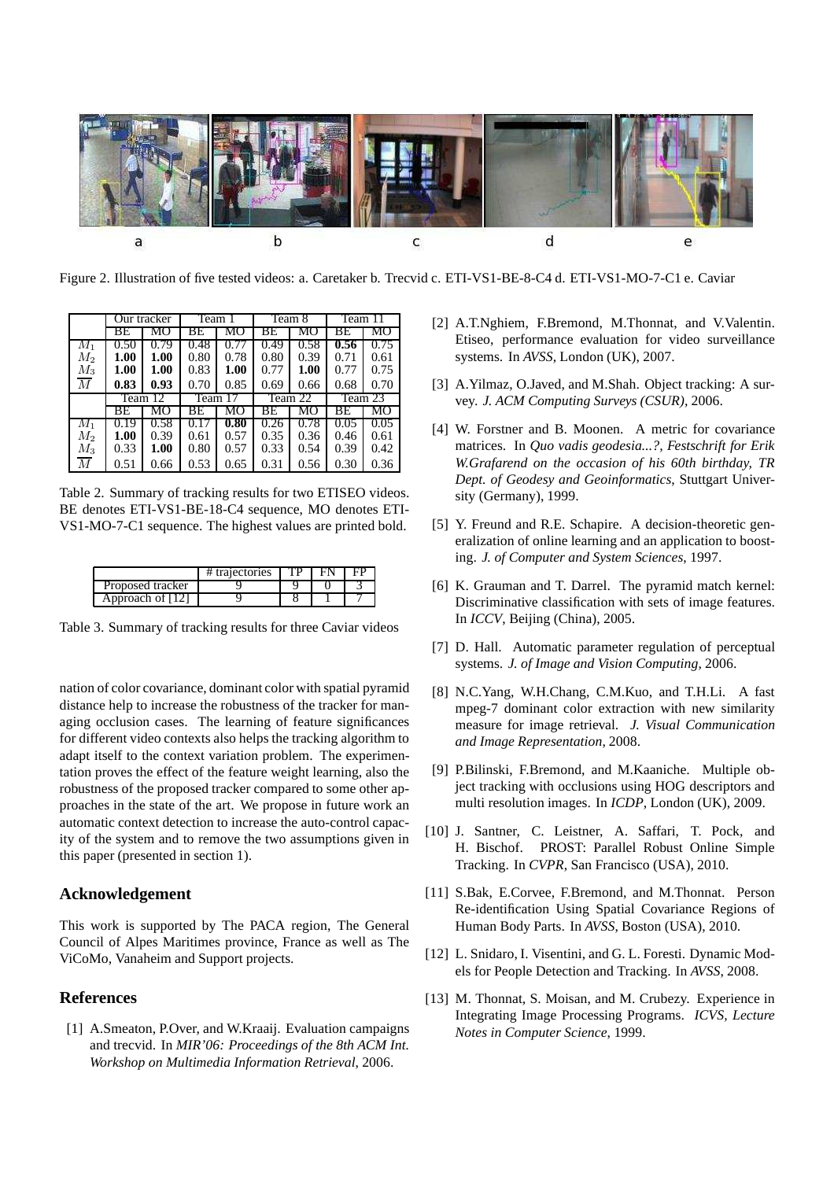a b c d e

Figure 2. Illustration of five tested videos: a. Caretaker b. Trecvid c. ETI-VS1-BE-8-C4 d. ETI-VS1-MO-7-C1 e. Caviar

| | Our tracker | | Team 1 | | Team 8 | | Team 11 | |
|---|---|---|---|---|---|---|---|---|
| | BE | MO | BE | MO | BE | MO | BE | MO |
| $M_1$ | 0.50 | 0.79 | 0.48 | 0.77 | 0.49 | 0.58 | **0.56** | 0.75 |
| $M_2$ | **1.00** | **1.00** | 0.80 | 0.78 | 0.80 | 0.39 | 0.71 | 0.61 |
| $M_3$ | **1.00** | **1.00** | 0.83 | **1.00** | 0.77 | **1.00** | 0.77 | 0.75 |
| $\overline{M}$ | **0.83** | **0.93** | 0.70 | 0.85 | 0.69 | 0.66 | 0.68 | 0.70 |
| | Team 12 | | Team 17 | | Team 22 | | Team 23 | |
| | BE | MO | BE | MO | BE | MO | BE | MO |
| $M_1$ | 0.19 | 0.58 | 0.17 | **0.80** | 0.26 | 0.78 | 0.05 | 0.05 |
| $M_2$ | **1.00** | 0.39 | 0.61 | 0.57 | 0.35 | 0.36 | 0.46 | 0.61 |
| $M_3$ | 0.33 | **1.00** | 0.80 | 0.57 | 0.33 | 0.54 | 0.39 | 0.42 |
| $\overline{M}$ | 0.51 | 0.66 | 0.53 | 0.65 | 0.31 | 0.56 | 0.30 | 0.36 |

Table 2. Summary of tracking results for two ETISEO videos. BE denotes ETI-VS1-BE-18-C4 sequence, MO denotes ETI-VS1-MO-7-C1 sequence. The highest values are printed bold.

| | # trajectories | TP | FN | FP |
|---|---|---|---|---|
| Proposed tracker | 9 | 9 | 0 | 3 |
| Approach of [12] | 9 | 8 | 1 | 7 |

Table 3. Summary of tracking results for three Caviar videos

nation of color covariance, dominant color with spatial pyramid distance help to increase the robustness of the tracker for managing occlusion cases. The learning of feature significances for different video contexts also helps the tracking algorithm to adapt itself to the context variation problem. The experimentation proves the effect of the feature weight learning, also the robustness of the proposed tracker compared to some other approaches in the state of the art. We propose in future work an automatic context detection to increase the auto-control capacity of the system and to remove the two assumptions given in this paper (presented in section 1).

## Acknowledgement

This work is supported by The PACA region, The General Council of Alpes Maritimes province, France as well as The ViCoMo, Vanaheim and Support projects.

## References

[1] A.Smeaton, P.Over, and W.Kraaij. Evaluation campaigns and trecvid. In *MIR'06: Proceedings of the 8th ACM Int. Workshop on Multimedia Information Retrieval*, 2006.

[2] A.T.Nghiem, F.Bremond, M.Thonnat, and V.Valentin. Etiseo, performance evaluation for video surveillance systems. In *AVSS*, London (UK), 2007.

[3] A.Yilmaz, O.Javed, and M.Shah. Object tracking: A survey. *J. ACM Computing Surveys (CSUR)*, 2006.

[4] W. Forstner and B. Moonen. A metric for covariance matrices. In *Quo vadis geodesia...?, Festschrift for Erik W.Grafarend on the occasion of his 60th birthday, TR Dept. of Geodesy and Geoinformatics*, Stuttgart University (Germany), 1999.

[5] Y. Freund and R.E. Schapire. A decision-theoretic generalization of online learning and an application to boosting. *J. of Computer and System Sciences*, 1997.

[6] K. Grauman and T. Darrel. The pyramid match kernel: Discriminative classification with sets of image features. In *ICCV*, Beijing (China), 2005.

[7] D. Hall. Automatic parameter regulation of perceptual systems. *J. of Image and Vision Computing*, 2006.

[8] N.C.Yang, W.H.Chang, C.M.Kuo, and T.H.Li. A fast mpeg-7 dominant color extraction with new similarity measure for image retrieval. *J. Visual Communication and Image Representation*, 2008.

[9] P.Bilinski, F.Bremond, and M.Kaaniche. Multiple object tracking with occlusions using HOG descriptors and multi resolution images. In *ICDP*, London (UK), 2009.

[10] J. Santner, C. Leistner, A. Saffari, T. Pock, and H. Bischof. PROST: Parallel Robust Online Simple Tracking. In *CVPR*, San Francisco (USA), 2010.

[11] S.Bak, E.Corvee, F.Bremond, and M.Thonnat. Person Re-identification Using Spatial Covariance Regions of Human Body Parts. In *AVSS*, Boston (USA), 2010.

[12] L. Snidaro, I. Visentini, and G. L. Foresti. Dynamic Models for People Detection and Tracking. In *AVSS*, 2008.

[13] M. Thonnat, S. Moisan, and M. Crubezy. Experience in Integrating Image Processing Programs. *ICVS, Lecture Notes in Computer Science*, 1999.